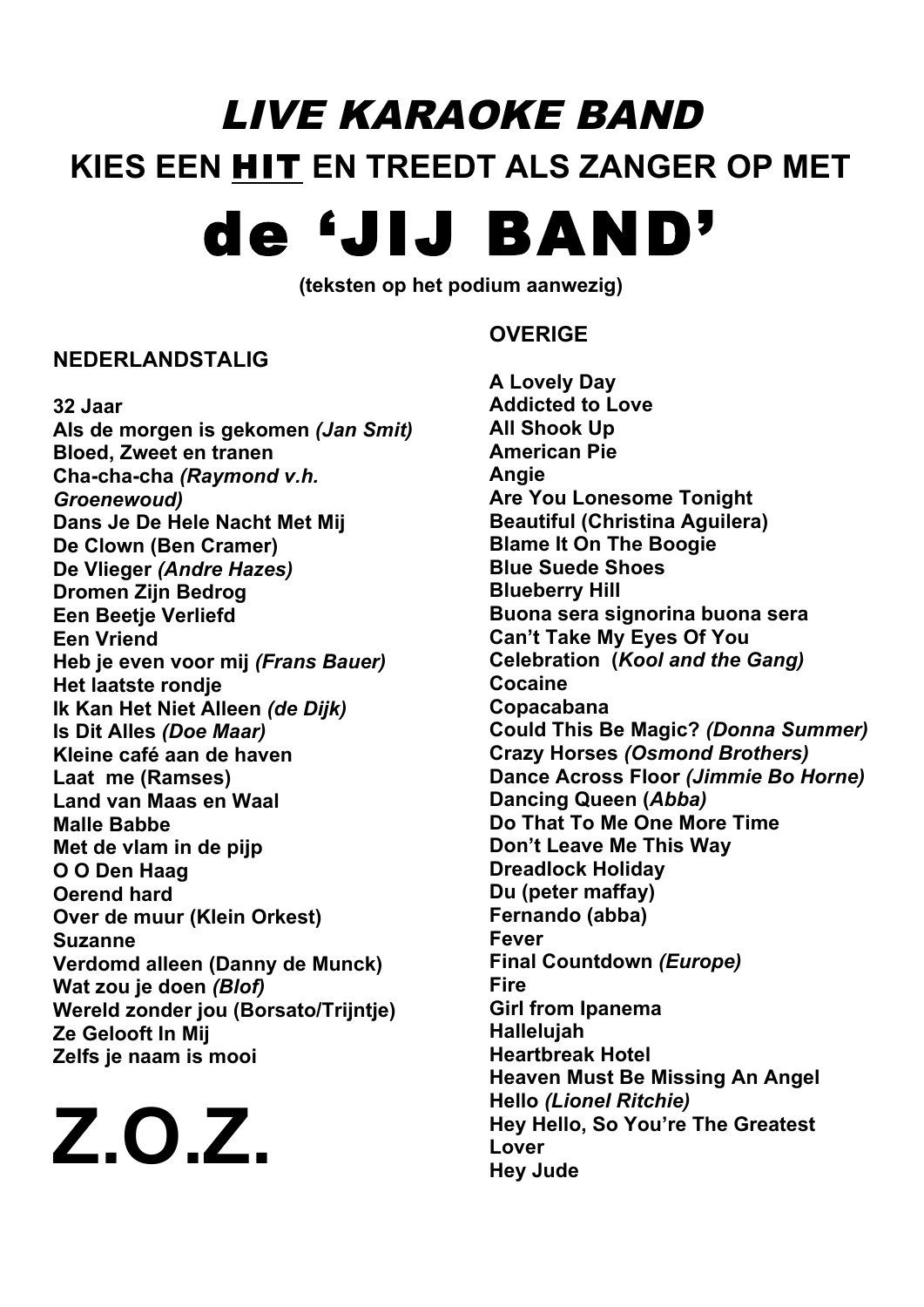# *LIVE KARAOKE BAND*

## KIES EEN <u>HIT</u> EN TREEDT ALS ZANGER OP MET

# de 'JIJ BAND'

**(teksten op het podium aanwezig)**

**NEDERLANDSTALIG**

**32 Jaar**
**Als de morgen is gekomen *(Jan Smit)***
**Bloed, Zweet en tranen**
**Cha-cha-cha *(Raymond v.h. Groenewoud)***
**Dans Je De Hele Nacht Met Mij**
**De Clown (Ben Cramer)**
**De Vlieger *(Andre Hazes)***
**Dromen Zijn Bedrog**
**Een Beetje Verliefd**
**Een Vriend**
**Heb je even voor mij *(Frans Bauer)***
**Het laatste rondje**
**Ik Kan Het Niet Alleen *(de Dijk)***
**Is Dit Alles *(Doe Maar)***
**Kleine café aan de haven**
**Laat me (Ramses)**
**Land van Maas en Waal**
**Malle Babbe**
**Met de vlam in de pijp**
**O O Den Haag**
**Oerend hard**
**Over de muur (Klein Orkest)**
**Suzanne**
**Verdomd alleen (Danny de Munck)**
**Wat zou je doen *(Blof)***
**Wereld zonder jou (Borsato/Trijntje)**
**Ze Gelooft In Mij**
**Zelfs je naam is mooi**

# Z.O.Z.

**OVERIGE**

**A Lovely Day**
**Addicted to Love**
**All Shook Up**
**American Pie**
**Angie**
**Are You Lonesome Tonight**
**Beautiful (Christina Aguilera)**
**Blame It On The Boogie**
**Blue Suede Shoes**
**Blueberry Hill**
**Buona sera signorina buona sera**
**Can't Take My Eyes Of You**
**Celebration (*Kool and the Gang)***
**Cocaine**
**Copacabana**
**Could This Be Magic? *(Donna Summer)***
**Crazy Horses *(Osmond Brothers)***
**Dance Across Floor *(Jimmie Bo Horne)***
**Dancing Queen (*Abba)***
**Do That To Me One More Time**
**Don't Leave Me This Way**
**Dreadlock Holiday**
**Du (peter maffay)**
**Fernando (abba)**
**Fever**
**Final Countdown *(Europe)***
**Fire**
**Girl from Ipanema**
**Hallelujah**
**Heartbreak Hotel**
**Heaven Must Be Missing An Angel**
**Hello *(Lionel Ritchie)***
**Hey Hello, So You're The Greatest Lover**
**Hey Jude**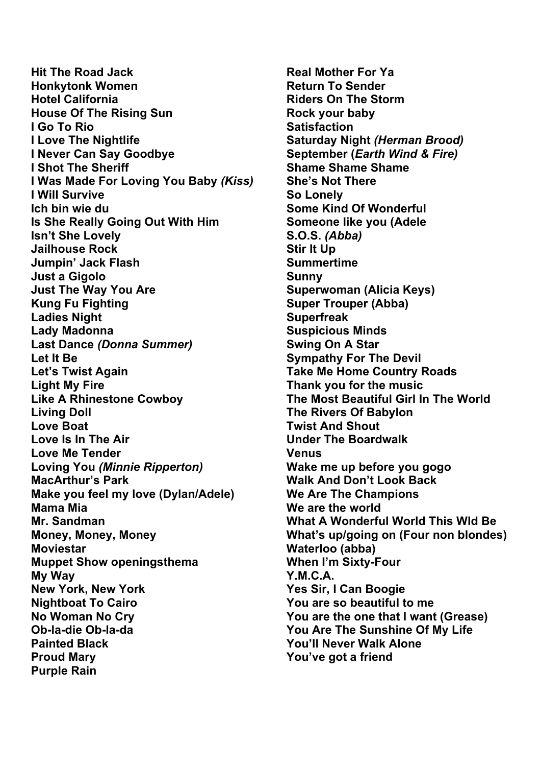**Hit The Road Jack**
**Honkytonk Women**
**Hotel California**
**House Of The Rising Sun**
**I Go To Rio**
**I Love The Nightlife**
**I Never Can Say Goodbye**
**I Shot The Sheriff**
**I Was Made For Loving You Baby *(Kiss)***
**I Will Survive**
**Ich bin wie du**
**Is She Really Going Out With Him**
**Isn't She Lovely**
**Jailhouse Rock**
**Jumpin' Jack Flash**
**Just a Gigolo**
**Just The Way You Are**
**Kung Fu Fighting**
**Ladies Night**
**Lady Madonna**
**Last Dance *(Donna Summer)***
**Let It Be**
**Let's Twist Again**
**Light My Fire**
**Like A Rhinestone Cowboy**
**Living Doll**
**Love Boat**
**Love Is In The Air**
**Love Me Tender**
**Loving You *(Minnie Ripperton)***
**MacArthur's Park**
**Make you feel my love (Dylan/Adele)**
**Mama Mia**
**Mr. Sandman**
**Money, Money, Money**
**Moviestar**
**Muppet Show openingsthema**
**My Way**
**New York, New York**
**Nightboat To Cairo**
**No Woman No Cry**
**Ob-la-die Ob-la-da**
**Painted Black**
**Proud Mary**
**Purple Rain**
**Real Mother For Ya**
**Return To Sender**
**Riders On The Storm**
**Rock your baby**
**Satisfaction**
**Saturday Night *(Herman Brood)***
**September (*Earth Wind & Fire)***
**Shame Shame Shame**
**She's Not There**
**So Lonely**
**Some Kind Of Wonderful**
**Someone like you (Adele**
**S.O.S. *(Abba)***
**Stir It Up**
**Summertime**
**Sunny**
**Superwoman (Alicia Keys)**
**Super Trouper (Abba)**
**Superfreak**
**Suspicious Minds**
**Swing On A Star**
**Sympathy For The Devil**
**Take Me Home Country Roads**
**Thank you for the music**
**The Most Beautiful Girl In The World**
**The Rivers Of Babylon**
**Twist And Shout**
**Under The Boardwalk**
**Venus**
**Wake me up before you gogo**
**Walk And Don't Look Back**
**We Are The Champions**
**We are the world**
**What A Wonderful World This Wld Be**
**What's up/going on (Four non blondes)**
**Waterloo (abba)**
**When I'm Sixty-Four**
**Y.M.C.A.**
**Yes Sir, I Can Boogie**
**You are so beautiful to me**
**You are the one that I want (Grease)**
**You Are The Sunshine Of My Life**
**You'll Never Walk Alone**
**You've got a friend**